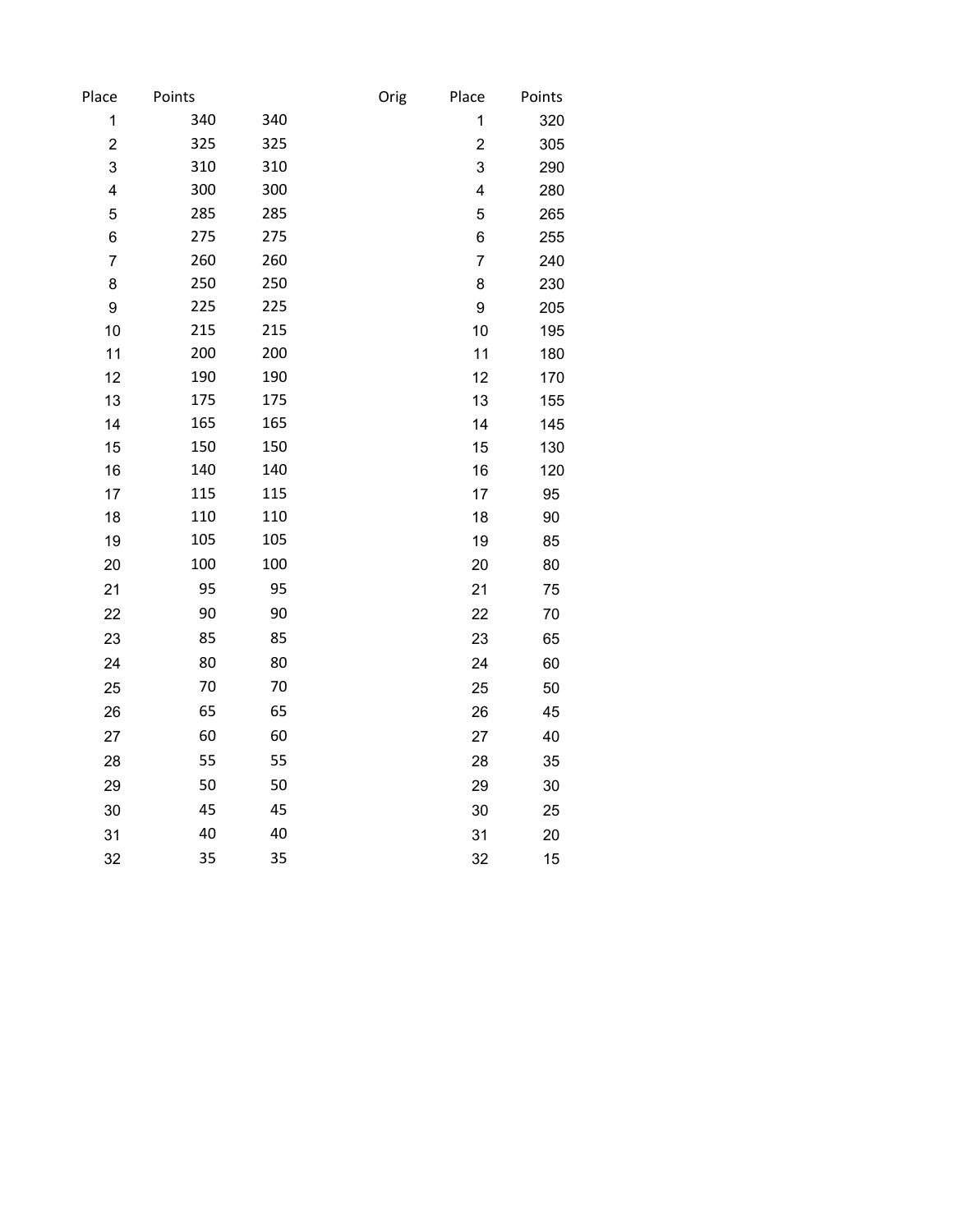| Place | Points | | Orig | Place | Points |
|---|---|---|---|---|---|
| 1 | 340 | 340 | | 1 | 320 |
| 2 | 325 | 325 | | 2 | 305 |
| 3 | 310 | 310 | | 3 | 290 |
| 4 | 300 | 300 | | 4 | 280 |
| 5 | 285 | 285 | | 5 | 265 |
| 6 | 275 | 275 | | 6 | 255 |
| 7 | 260 | 260 | | 7 | 240 |
| 8 | 250 | 250 | | 8 | 230 |
| 9 | 225 | 225 | | 9 | 205 |
| 10 | 215 | 215 | | 10 | 195 |
| 11 | 200 | 200 | | 11 | 180 |
| 12 | 190 | 190 | | 12 | 170 |
| 13 | 175 | 175 | | 13 | 155 |
| 14 | 165 | 165 | | 14 | 145 |
| 15 | 150 | 150 | | 15 | 130 |
| 16 | 140 | 140 | | 16 | 120 |
| 17 | 115 | 115 | | 17 | 95 |
| 18 | 110 | 110 | | 18 | 90 |
| 19 | 105 | 105 | | 19 | 85 |
| 20 | 100 | 100 | | 20 | 80 |
| 21 | 95 | 95 | | 21 | 75 |
| 22 | 90 | 90 | | 22 | 70 |
| 23 | 85 | 85 | | 23 | 65 |
| 24 | 80 | 80 | | 24 | 60 |
| 25 | 70 | 70 | | 25 | 50 |
| 26 | 65 | 65 | | 26 | 45 |
| 27 | 60 | 60 | | 27 | 40 |
| 28 | 55 | 55 | | 28 | 35 |
| 29 | 50 | 50 | | 29 | 30 |
| 30 | 45 | 45 | | 30 | 25 |
| 31 | 40 | 40 | | 31 | 20 |
| 32 | 35 | 35 | | 32 | 15 |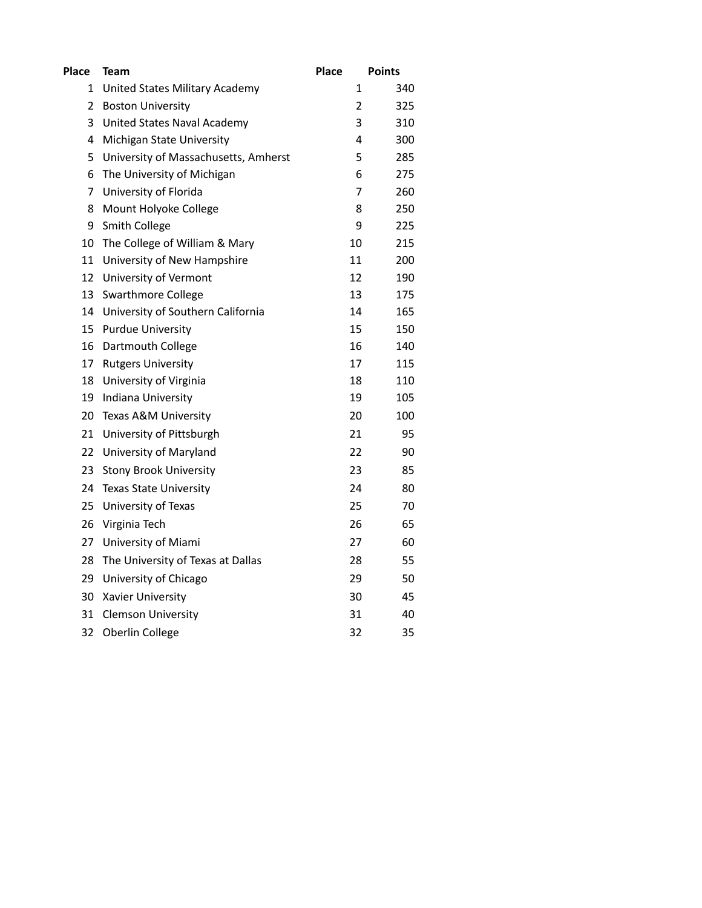| Place | Team | Place | Points |
|---|---|---|---|
| 1 | United States Military Academy | 1 | 340 |
| 2 | Boston University | 2 | 325 |
| 3 | United States Naval Academy | 3 | 310 |
| 4 | Michigan State University | 4 | 300 |
| 5 | University of Massachusetts, Amherst | 5 | 285 |
| 6 | The University of Michigan | 6 | 275 |
| 7 | University of Florida | 7 | 260 |
| 8 | Mount Holyoke College | 8 | 250 |
| 9 | Smith College | 9 | 225 |
| 10 | The College of William & Mary | 10 | 215 |
| 11 | University of New Hampshire | 11 | 200 |
| 12 | University of Vermont | 12 | 190 |
| 13 | Swarthmore College | 13 | 175 |
| 14 | University of Southern California | 14 | 165 |
| 15 | Purdue University | 15 | 150 |
| 16 | Dartmouth College | 16 | 140 |
| 17 | Rutgers University | 17 | 115 |
| 18 | University of Virginia | 18 | 110 |
| 19 | Indiana University | 19 | 105 |
| 20 | Texas A&M University | 20 | 100 |
| 21 | University of Pittsburgh | 21 | 95 |
| 22 | University of Maryland | 22 | 90 |
| 23 | Stony Brook University | 23 | 85 |
| 24 | Texas State University | 24 | 80 |
| 25 | University of Texas | 25 | 70 |
| 26 | Virginia Tech | 26 | 65 |
| 27 | University of Miami | 27 | 60 |
| 28 | The University of Texas at Dallas | 28 | 55 |
| 29 | University of Chicago | 29 | 50 |
| 30 | Xavier University | 30 | 45 |
| 31 | Clemson University | 31 | 40 |
| 32 | Oberlin College | 32 | 35 |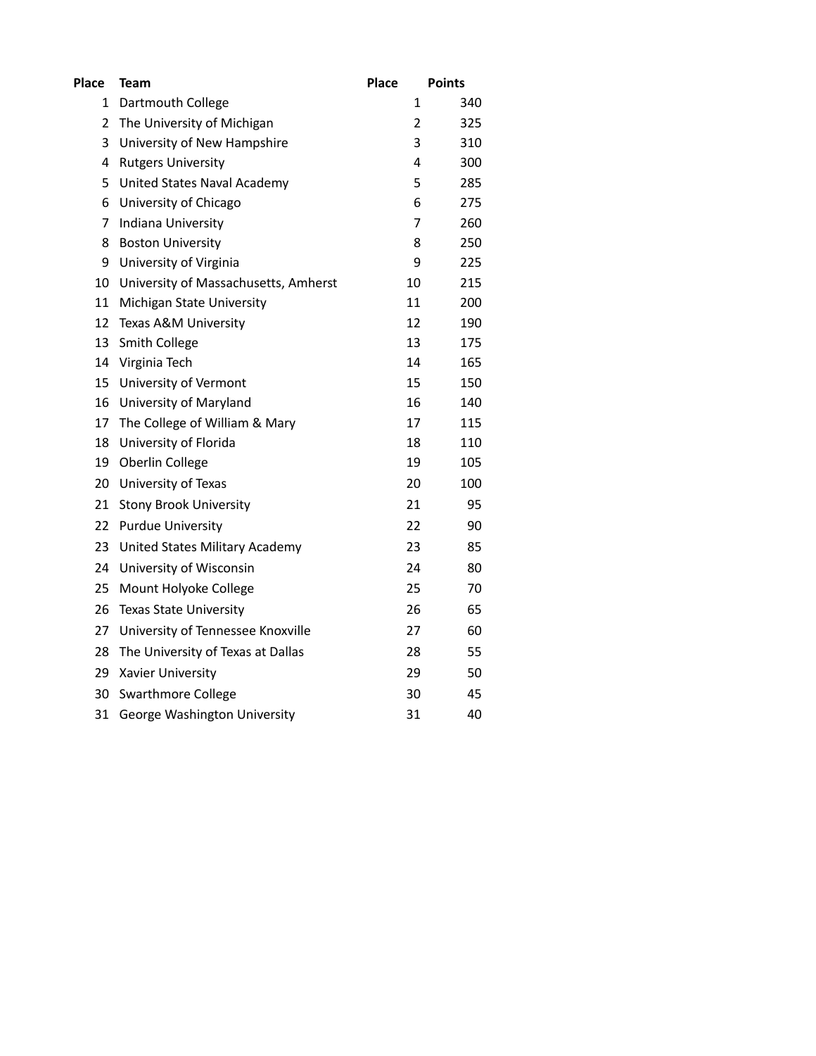| Place | Team | Place | Points |
| --- | --- | --- | --- |
| 1 | Dartmouth College | 1 | 340 |
| 2 | The University of Michigan | 2 | 325 |
| 3 | University of New Hampshire | 3 | 310 |
| 4 | Rutgers University | 4 | 300 |
| 5 | United States Naval Academy | 5 | 285 |
| 6 | University of Chicago | 6 | 275 |
| 7 | Indiana University | 7 | 260 |
| 8 | Boston University | 8 | 250 |
| 9 | University of Virginia | 9 | 225 |
| 10 | University of Massachusetts, Amherst | 10 | 215 |
| 11 | Michigan State University | 11 | 200 |
| 12 | Texas A&M University | 12 | 190 |
| 13 | Smith College | 13 | 175 |
| 14 | Virginia Tech | 14 | 165 |
| 15 | University of Vermont | 15 | 150 |
| 16 | University of Maryland | 16 | 140 |
| 17 | The College of William & Mary | 17 | 115 |
| 18 | University of Florida | 18 | 110 |
| 19 | Oberlin College | 19 | 105 |
| 20 | University of Texas | 20 | 100 |
| 21 | Stony Brook University | 21 | 95 |
| 22 | Purdue University | 22 | 90 |
| 23 | United States Military Academy | 23 | 85 |
| 24 | University of Wisconsin | 24 | 80 |
| 25 | Mount Holyoke College | 25 | 70 |
| 26 | Texas State University | 26 | 65 |
| 27 | University of Tennessee Knoxville | 27 | 60 |
| 28 | The University of Texas at Dallas | 28 | 55 |
| 29 | Xavier University | 29 | 50 |
| 30 | Swarthmore College | 30 | 45 |
| 31 | George Washington University | 31 | 40 |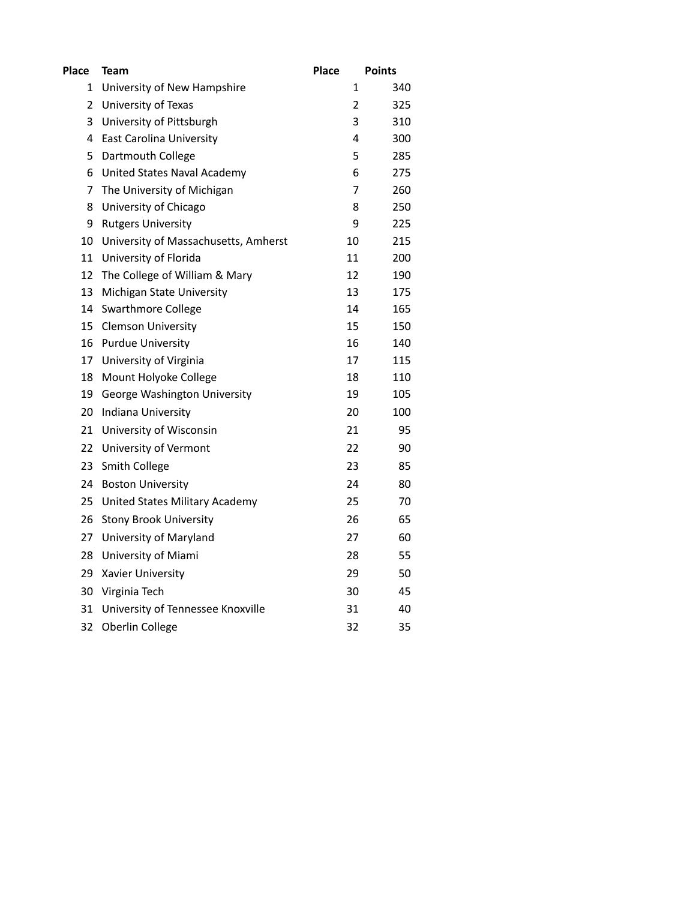| Place | Team | Place | Points |
|---|---|---|---|
| 1 | University of New Hampshire | 1 | 340 |
| 2 | University of Texas | 2 | 325 |
| 3 | University of Pittsburgh | 3 | 310 |
| 4 | East Carolina University | 4 | 300 |
| 5 | Dartmouth College | 5 | 285 |
| 6 | United States Naval Academy | 6 | 275 |
| 7 | The University of Michigan | 7 | 260 |
| 8 | University of Chicago | 8 | 250 |
| 9 | Rutgers University | 9 | 225 |
| 10 | University of Massachusetts, Amherst | 10 | 215 |
| 11 | University of Florida | 11 | 200 |
| 12 | The College of William & Mary | 12 | 190 |
| 13 | Michigan State University | 13 | 175 |
| 14 | Swarthmore College | 14 | 165 |
| 15 | Clemson University | 15 | 150 |
| 16 | Purdue University | 16 | 140 |
| 17 | University of Virginia | 17 | 115 |
| 18 | Mount Holyoke College | 18 | 110 |
| 19 | George Washington University | 19 | 105 |
| 20 | Indiana University | 20 | 100 |
| 21 | University of Wisconsin | 21 | 95 |
| 22 | University of Vermont | 22 | 90 |
| 23 | Smith College | 23 | 85 |
| 24 | Boston University | 24 | 80 |
| 25 | United States Military Academy | 25 | 70 |
| 26 | Stony Brook University | 26 | 65 |
| 27 | University of Maryland | 27 | 60 |
| 28 | University of Miami | 28 | 55 |
| 29 | Xavier University | 29 | 50 |
| 30 | Virginia Tech | 30 | 45 |
| 31 | University of Tennessee Knoxville | 31 | 40 |
| 32 | Oberlin College | 32 | 35 |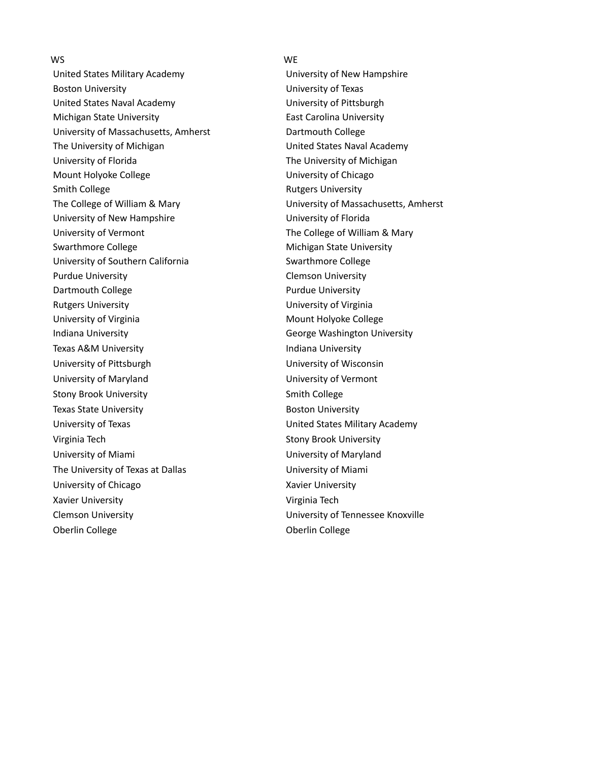| WS | WE |
| --- | --- |
| United States Military Academy | University of New Hampshire |
| Boston University | University of Texas |
| United States Naval Academy | University of Pittsburgh |
| Michigan State University | East Carolina University |
| University of Massachusetts, Amherst | Dartmouth College |
| The University of Michigan | United States Naval Academy |
| University of Florida | The University of Michigan |
| Mount Holyoke College | University of Chicago |
| Smith College | Rutgers University |
| The College of William & Mary | University of Massachusetts, Amherst |
| University of New Hampshire | University of Florida |
| University of Vermont | The College of William & Mary |
| Swarthmore College | Michigan State University |
| University of Southern California | Swarthmore College |
| Purdue University | Clemson University |
| Dartmouth College | Purdue University |
| Rutgers University | University of Virginia |
| University of Virginia | Mount Holyoke College |
| Indiana University | George Washington University |
| Texas A&M University | Indiana University |
| University of Pittsburgh | University of Wisconsin |
| University of Maryland | University of Vermont |
| Stony Brook University | Smith College |
| Texas State University | Boston University |
| University of Texas | United States Military Academy |
| Virginia Tech | Stony Brook University |
| University of Miami | University of Maryland |
| The University of Texas at Dallas | University of Miami |
| University of Chicago | Xavier University |
| Xavier University | Virginia Tech |
| Clemson University | University of Tennessee Knoxville |
| Oberlin College | Oberlin College |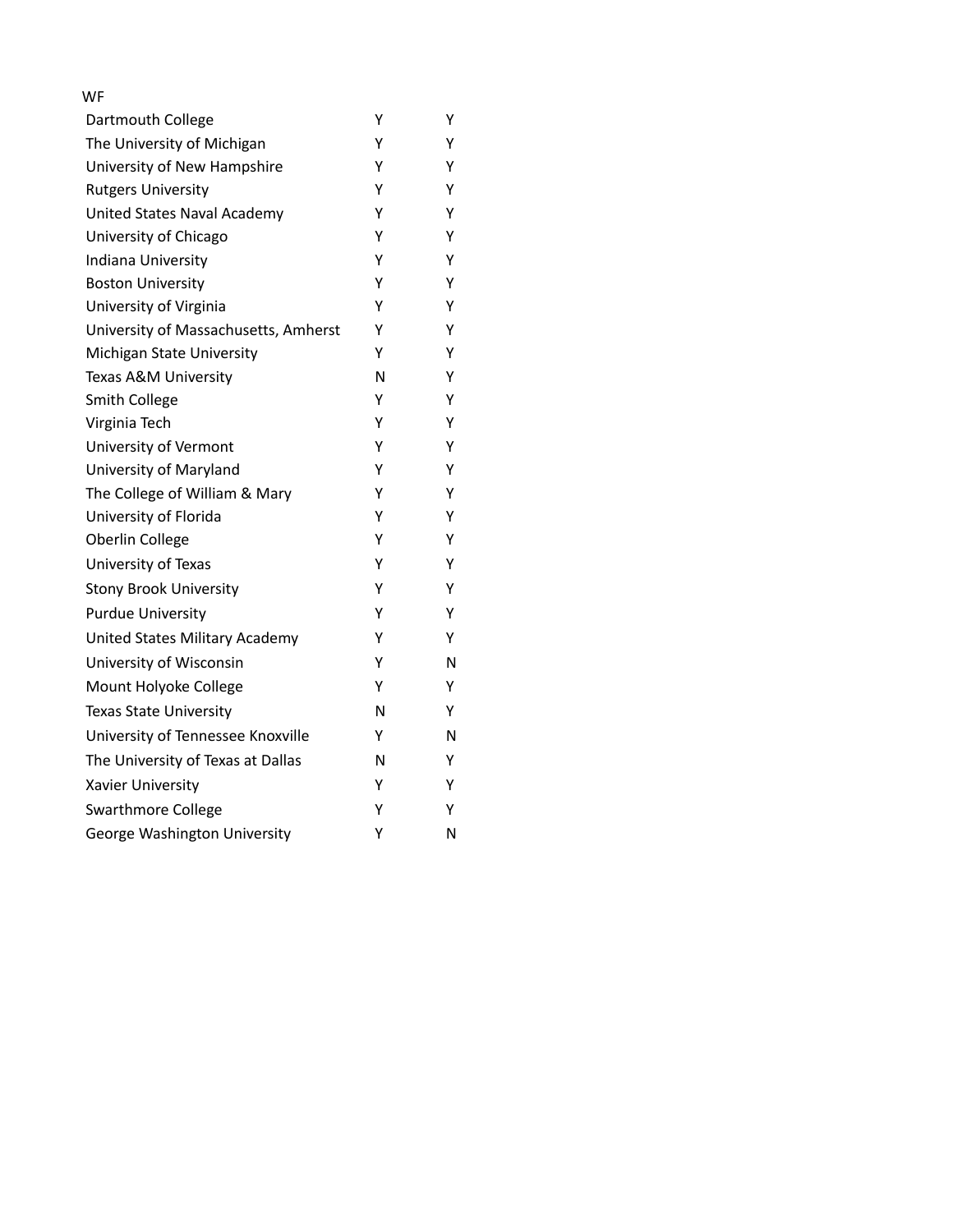WF

| | | |
|---|---|---|
| Dartmouth College | Y | Y |
| The University of Michigan | Y | Y |
| University of New Hampshire | Y | Y |
| Rutgers University | Y | Y |
| United States Naval Academy | Y | Y |
| University of Chicago | Y | Y |
| Indiana University | Y | Y |
| Boston University | Y | Y |
| University of Virginia | Y | Y |
| University of Massachusetts, Amherst | Y | Y |
| Michigan State University | Y | Y |
| Texas A&M University | N | Y |
| Smith College | Y | Y |
| Virginia Tech | Y | Y |
| University of Vermont | Y | Y |
| University of Maryland | Y | Y |
| The College of William & Mary | Y | Y |
| University of Florida | Y | Y |
| Oberlin College | Y | Y |
| University of Texas | Y | Y |
| Stony Brook University | Y | Y |
| Purdue University | Y | Y |
| United States Military Academy | Y | Y |
| University of Wisconsin | Y | N |
| Mount Holyoke College | Y | Y |
| Texas State University | N | Y |
| University of Tennessee Knoxville | Y | N |
| The University of Texas at Dallas | N | Y |
| Xavier University | Y | Y |
| Swarthmore College | Y | Y |
| George Washington University | Y | N |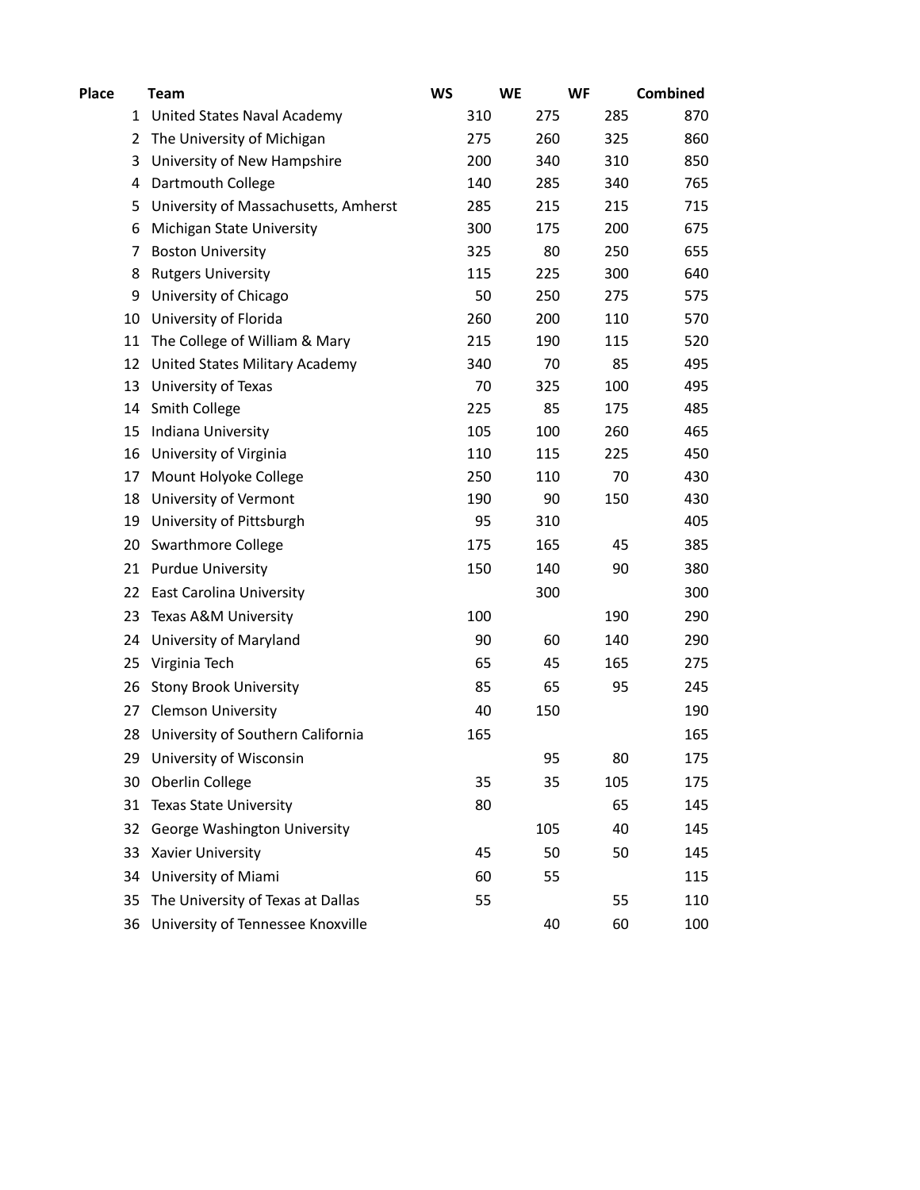| Place | Team | WS | WE | WF | Combined |
|---|---|---|---|---|---|
| 1 | United States Naval Academy | 310 | 275 | 285 | 870 |
| 2 | The University of Michigan | 275 | 260 | 325 | 860 |
| 3 | University of New Hampshire | 200 | 340 | 310 | 850 |
| 4 | Dartmouth College | 140 | 285 | 340 | 765 |
| 5 | University of Massachusetts, Amherst | 285 | 215 | 215 | 715 |
| 6 | Michigan State University | 300 | 175 | 200 | 675 |
| 7 | Boston University | 325 | 80 | 250 | 655 |
| 8 | Rutgers University | 115 | 225 | 300 | 640 |
| 9 | University of Chicago | 50 | 250 | 275 | 575 |
| 10 | University of Florida | 260 | 200 | 110 | 570 |
| 11 | The College of William & Mary | 215 | 190 | 115 | 520 |
| 12 | United States Military Academy | 340 | 70 | 85 | 495 |
| 13 | University of Texas | 70 | 325 | 100 | 495 |
| 14 | Smith College | 225 | 85 | 175 | 485 |
| 15 | Indiana University | 105 | 100 | 260 | 465 |
| 16 | University of Virginia | 110 | 115 | 225 | 450 |
| 17 | Mount Holyoke College | 250 | 110 | 70 | 430 |
| 18 | University of Vermont | 190 | 90 | 150 | 430 |
| 19 | University of Pittsburgh | 95 | 310 | | 405 |
| 20 | Swarthmore College | 175 | 165 | 45 | 385 |
| 21 | Purdue University | 150 | 140 | 90 | 380 |
| 22 | East Carolina University | | 300 | | 300 |
| 23 | Texas A&M University | 100 | | 190 | 290 |
| 24 | University of Maryland | 90 | 60 | 140 | 290 |
| 25 | Virginia Tech | 65 | 45 | 165 | 275 |
| 26 | Stony Brook University | 85 | 65 | 95 | 245 |
| 27 | Clemson University | 40 | 150 | | 190 |
| 28 | University of Southern California | 165 | | | 165 |
| 29 | University of Wisconsin | | 95 | 80 | 175 |
| 30 | Oberlin College | 35 | 35 | 105 | 175 |
| 31 | Texas State University | 80 | | 65 | 145 |
| 32 | George Washington University | | 105 | 40 | 145 |
| 33 | Xavier University | 45 | 50 | 50 | 145 |
| 34 | University of Miami | 60 | 55 | | 115 |
| 35 | The University of Texas at Dallas | 55 | | 55 | 110 |
| 36 | University of Tennessee Knoxville | | 40 | 60 | 100 |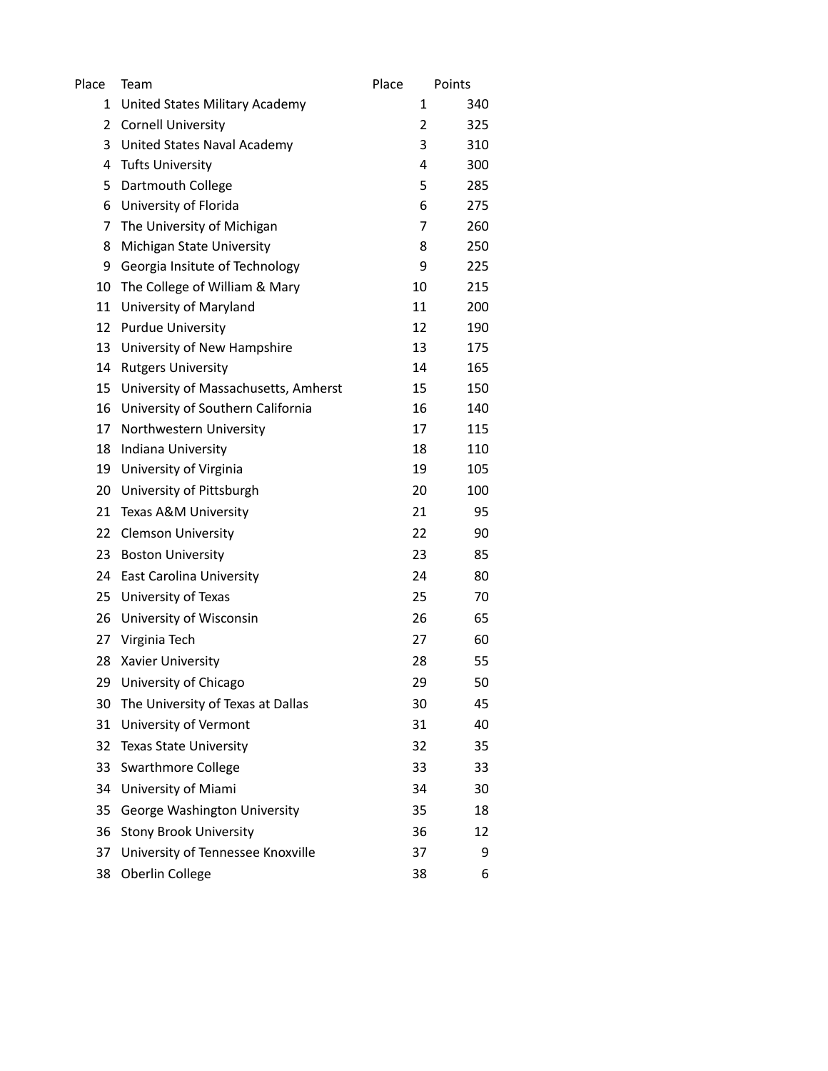| Place | Team | Place | Points |
|---|---|---|---|
| 1 | United States Military Academy | 1 | 340 |
| 2 | Cornell University | 2 | 325 |
| 3 | United States Naval Academy | 3 | 310 |
| 4 | Tufts University | 4 | 300 |
| 5 | Dartmouth College | 5 | 285 |
| 6 | University of Florida | 6 | 275 |
| 7 | The University of Michigan | 7 | 260 |
| 8 | Michigan State University | 8 | 250 |
| 9 | Georgia Insitute of Technology | 9 | 225 |
| 10 | The College of William & Mary | 10 | 215 |
| 11 | University of Maryland | 11 | 200 |
| 12 | Purdue University | 12 | 190 |
| 13 | University of New Hampshire | 13 | 175 |
| 14 | Rutgers University | 14 | 165 |
| 15 | University of Massachusetts, Amherst | 15 | 150 |
| 16 | University of Southern California | 16 | 140 |
| 17 | Northwestern University | 17 | 115 |
| 18 | Indiana University | 18 | 110 |
| 19 | University of Virginia | 19 | 105 |
| 20 | University of Pittsburgh | 20 | 100 |
| 21 | Texas A&M University | 21 | 95 |
| 22 | Clemson University | 22 | 90 |
| 23 | Boston University | 23 | 85 |
| 24 | East Carolina University | 24 | 80 |
| 25 | University of Texas | 25 | 70 |
| 26 | University of Wisconsin | 26 | 65 |
| 27 | Virginia Tech | 27 | 60 |
| 28 | Xavier University | 28 | 55 |
| 29 | University of Chicago | 29 | 50 |
| 30 | The University of Texas at Dallas | 30 | 45 |
| 31 | University of Vermont | 31 | 40 |
| 32 | Texas State University | 32 | 35 |
| 33 | Swarthmore College | 33 | 33 |
| 34 | University of Miami | 34 | 30 |
| 35 | George Washington University | 35 | 18 |
| 36 | Stony Brook University | 36 | 12 |
| 37 | University of Tennessee Knoxville | 37 | 9 |
| 38 | Oberlin College | 38 | 6 |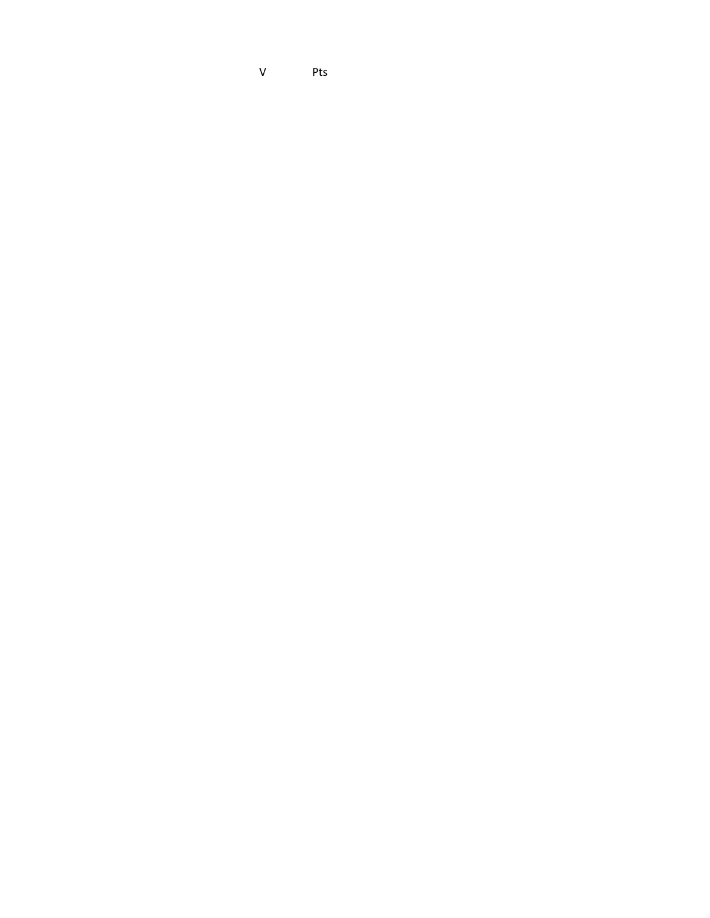V Pts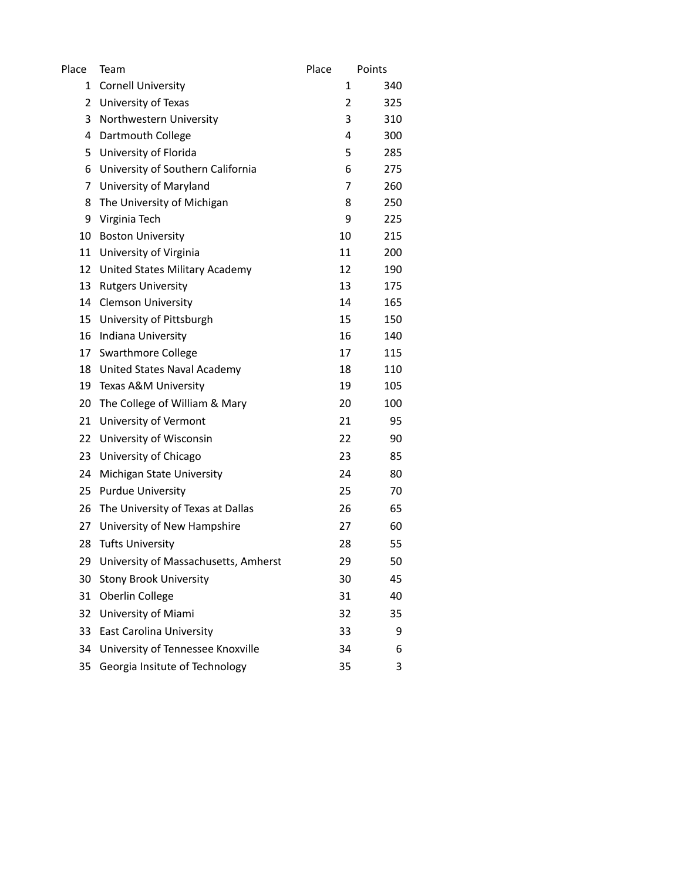| Place | Team | Place | Points |
| --- | --- | --- | --- |
| 1 | Cornell University | 1 | 340 |
| 2 | University of Texas | 2 | 325 |
| 3 | Northwestern University | 3 | 310 |
| 4 | Dartmouth College | 4 | 300 |
| 5 | University of Florida | 5 | 285 |
| 6 | University of Southern California | 6 | 275 |
| 7 | University of Maryland | 7 | 260 |
| 8 | The University of Michigan | 8 | 250 |
| 9 | Virginia Tech | 9 | 225 |
| 10 | Boston University | 10 | 215 |
| 11 | University of Virginia | 11 | 200 |
| 12 | United States Military Academy | 12 | 190 |
| 13 | Rutgers University | 13 | 175 |
| 14 | Clemson University | 14 | 165 |
| 15 | University of Pittsburgh | 15 | 150 |
| 16 | Indiana University | 16 | 140 |
| 17 | Swarthmore College | 17 | 115 |
| 18 | United States Naval Academy | 18 | 110 |
| 19 | Texas A&M University | 19 | 105 |
| 20 | The College of William & Mary | 20 | 100 |
| 21 | University of Vermont | 21 | 95 |
| 22 | University of Wisconsin | 22 | 90 |
| 23 | University of Chicago | 23 | 85 |
| 24 | Michigan State University | 24 | 80 |
| 25 | Purdue University | 25 | 70 |
| 26 | The University of Texas at Dallas | 26 | 65 |
| 27 | University of New Hampshire | 27 | 60 |
| 28 | Tufts University | 28 | 55 |
| 29 | University of Massachusetts, Amherst | 29 | 50 |
| 30 | Stony Brook University | 30 | 45 |
| 31 | Oberlin College | 31 | 40 |
| 32 | University of Miami | 32 | 35 |
| 33 | East Carolina University | 33 | 9 |
| 34 | University of Tennessee Knoxville | 34 | 6 |
| 35 | Georgia Insitute of Technology | 35 | 3 |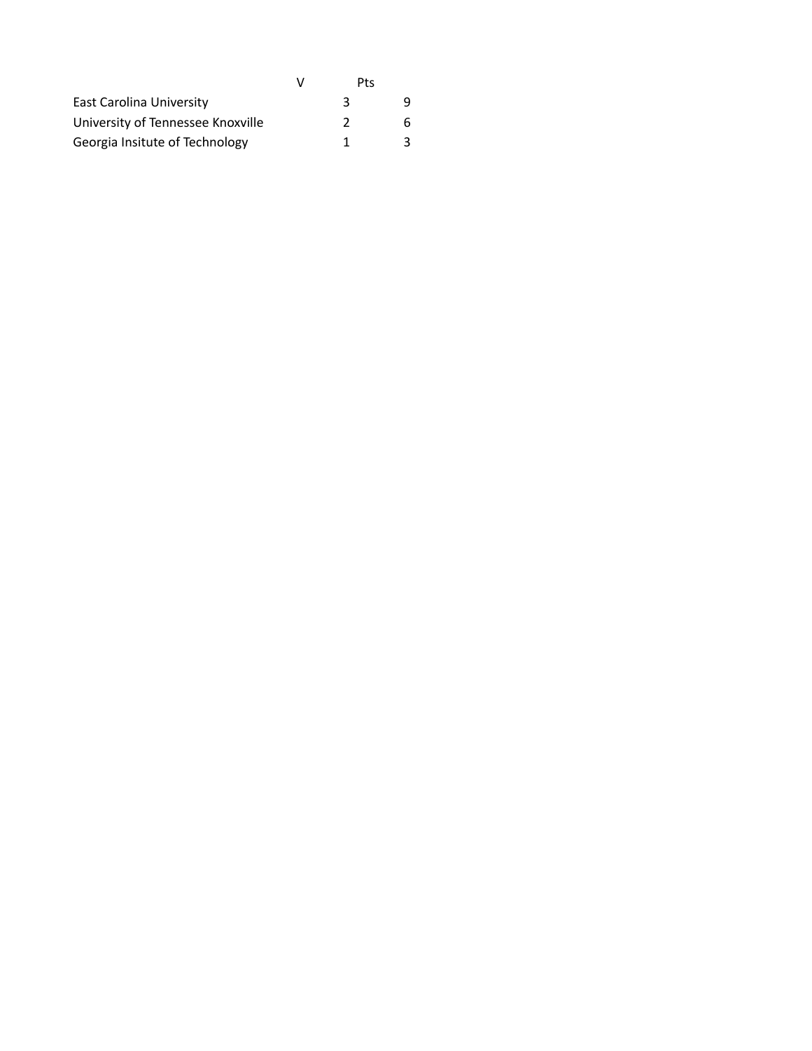| | V | Pts |
|---|---|---|
| East Carolina University | 3 | 9 |
| University of Tennessee Knoxville | 2 | 6 |
| Georgia Insitute of Technology | 1 | 3 |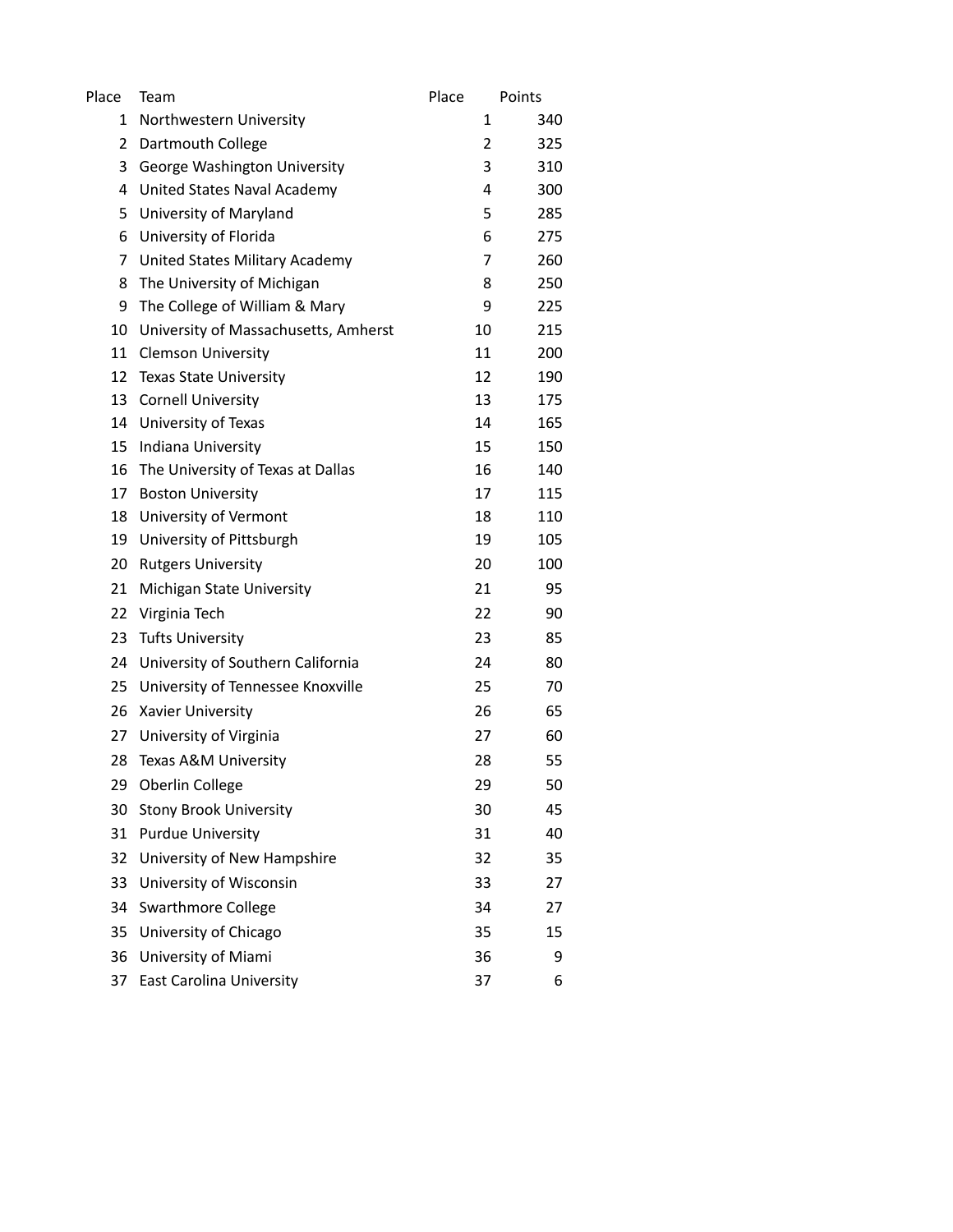| Place | Team | Place | Points |
|---|---|---|---|
| 1 | Northwestern University | 1 | 340 |
| 2 | Dartmouth College | 2 | 325 |
| 3 | George Washington University | 3 | 310 |
| 4 | United States Naval Academy | 4 | 300 |
| 5 | University of Maryland | 5 | 285 |
| 6 | University of Florida | 6 | 275 |
| 7 | United States Military Academy | 7 | 260 |
| 8 | The University of Michigan | 8 | 250 |
| 9 | The College of William & Mary | 9 | 225 |
| 10 | University of Massachusetts, Amherst | 10 | 215 |
| 11 | Clemson University | 11 | 200 |
| 12 | Texas State University | 12 | 190 |
| 13 | Cornell University | 13 | 175 |
| 14 | University of Texas | 14 | 165 |
| 15 | Indiana University | 15 | 150 |
| 16 | The University of Texas at Dallas | 16 | 140 |
| 17 | Boston University | 17 | 115 |
| 18 | University of Vermont | 18 | 110 |
| 19 | University of Pittsburgh | 19 | 105 |
| 20 | Rutgers University | 20 | 100 |
| 21 | Michigan State University | 21 | 95 |
| 22 | Virginia Tech | 22 | 90 |
| 23 | Tufts University | 23 | 85 |
| 24 | University of Southern California | 24 | 80 |
| 25 | University of Tennessee Knoxville | 25 | 70 |
| 26 | Xavier University | 26 | 65 |
| 27 | University of Virginia | 27 | 60 |
| 28 | Texas A&M University | 28 | 55 |
| 29 | Oberlin College | 29 | 50 |
| 30 | Stony Brook University | 30 | 45 |
| 31 | Purdue University | 31 | 40 |
| 32 | University of New Hampshire | 32 | 35 |
| 33 | University of Wisconsin | 33 | 27 |
| 34 | Swarthmore College | 34 | 27 |
| 35 | University of Chicago | 35 | 15 |
| 36 | University of Miami | 36 | 9 |
| 37 | East Carolina University | 37 | 6 |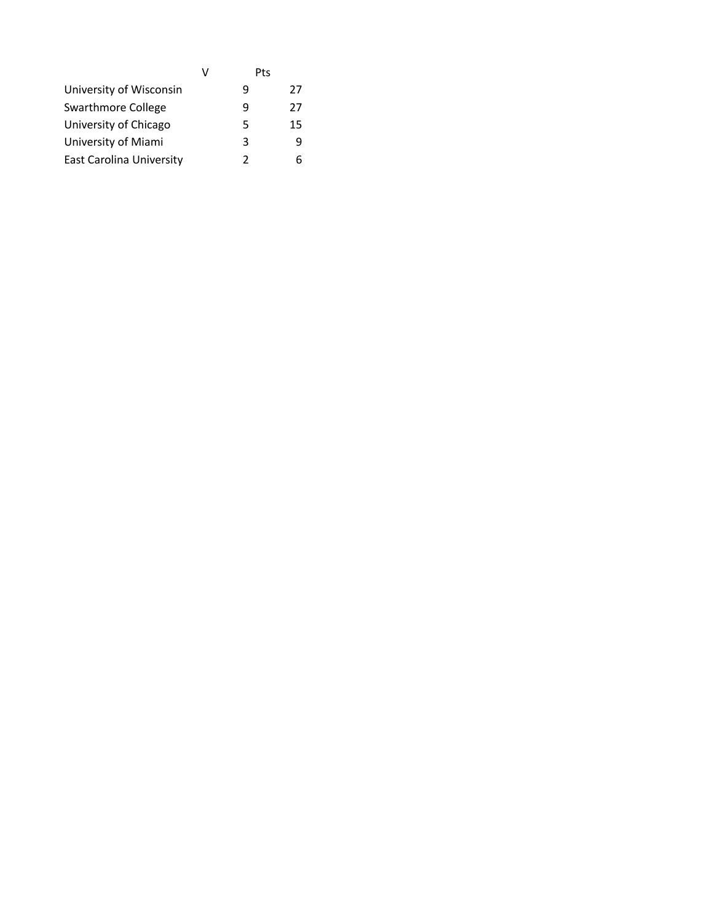| | V | Pts |
| --- | --- | --- |
| University of Wisconsin | 9 | 27 |
| Swarthmore College | 9 | 27 |
| University of Chicago | 5 | 15 |
| University of Miami | 3 | 9 |
| East Carolina University | 2 | 6 |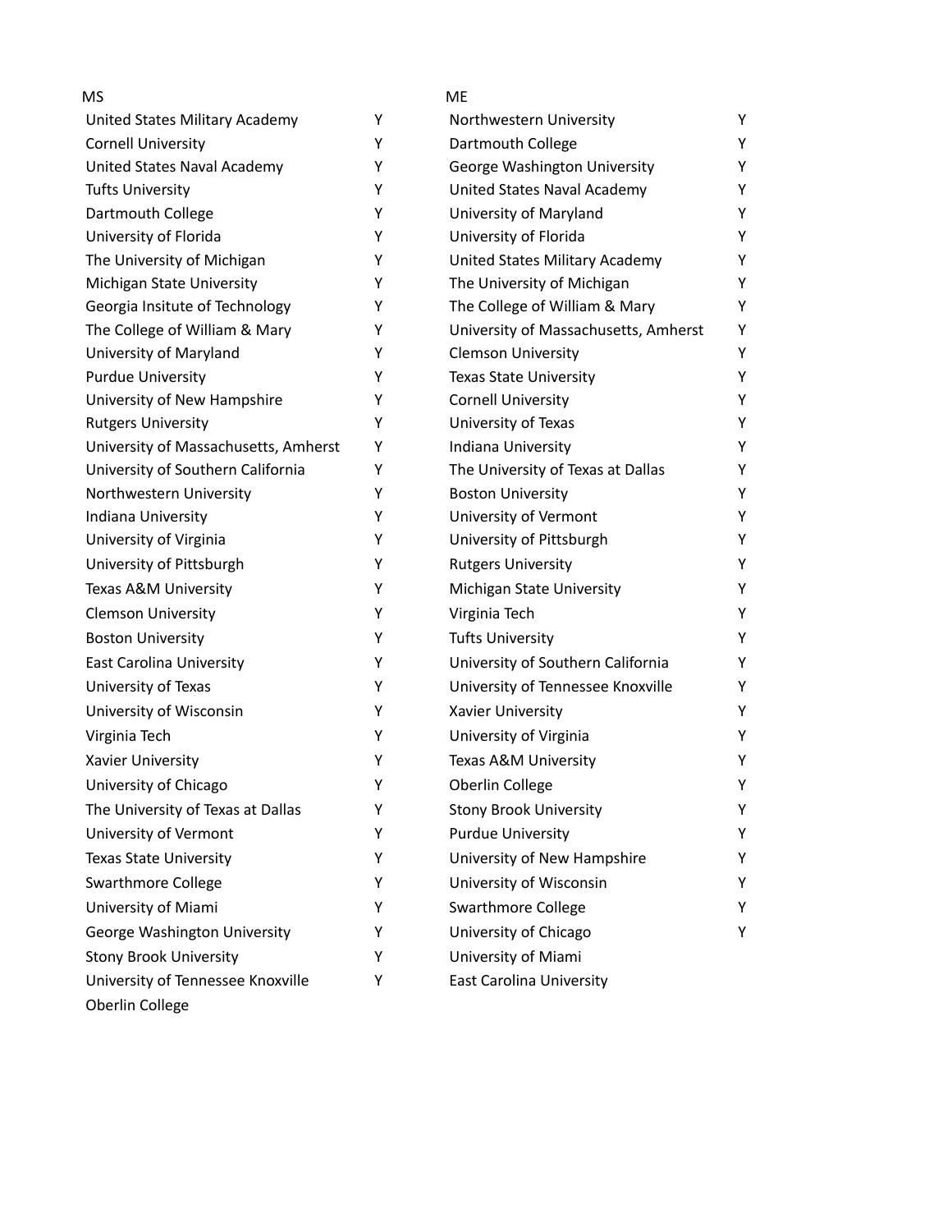MS

| United States Military Academy | Y |
|---|---|
| Cornell University | Y |
| United States Naval Academy | Y |
| Tufts University | Y |
| Dartmouth College | Y |
| University of Florida | Y |
| The University of Michigan | Y |
| Michigan State University | Y |
| Georgia Insitute of Technology | Y |
| The College of William & Mary | Y |
| University of Maryland | Y |
| Purdue University | Y |
| University of New Hampshire | Y |
| Rutgers University | Y |
| University of Massachusetts, Amherst | Y |
| University of Southern California | Y |
| Northwestern University | Y |
| Indiana University | Y |
| University of Virginia | Y |
| University of Pittsburgh | Y |
| Texas A&M University | Y |
| Clemson University | Y |
| Boston University | Y |
| East Carolina University | Y |
| University of Texas | Y |
| University of Wisconsin | Y |
| Virginia Tech | Y |
| Xavier University | Y |
| University of Chicago | Y |
| The University of Texas at Dallas | Y |
| University of Vermont | Y |
| Texas State University | Y |
| Swarthmore College | Y |
| University of Miami | Y |
| George Washington University | Y |
| Stony Brook University | Y |
| University of Tennessee Knoxville | Y |
| Oberlin College | |

ME

| Northwestern University | Y |
|---|---|
| Dartmouth College | Y |
| George Washington University | Y |
| United States Naval Academy | Y |
| University of Maryland | Y |
| University of Florida | Y |
| United States Military Academy | Y |
| The University of Michigan | Y |
| The College of William & Mary | Y |
| University of Massachusetts, Amherst | Y |
| Clemson University | Y |
| Texas State University | Y |
| Cornell University | Y |
| University of Texas | Y |
| Indiana University | Y |
| The University of Texas at Dallas | Y |
| Boston University | Y |
| University of Vermont | Y |
| University of Pittsburgh | Y |
| Rutgers University | Y |
| Michigan State University | Y |
| Virginia Tech | Y |
| Tufts University | Y |
| University of Southern California | Y |
| University of Tennessee Knoxville | Y |
| Xavier University | Y |
| University of Virginia | Y |
| Texas A&M University | Y |
| Oberlin College | Y |
| Stony Brook University | Y |
| Purdue University | Y |
| University of New Hampshire | Y |
| University of Wisconsin | Y |
| Swarthmore College | Y |
| University of Chicago | Y |
| University of Miami | |
| East Carolina University | |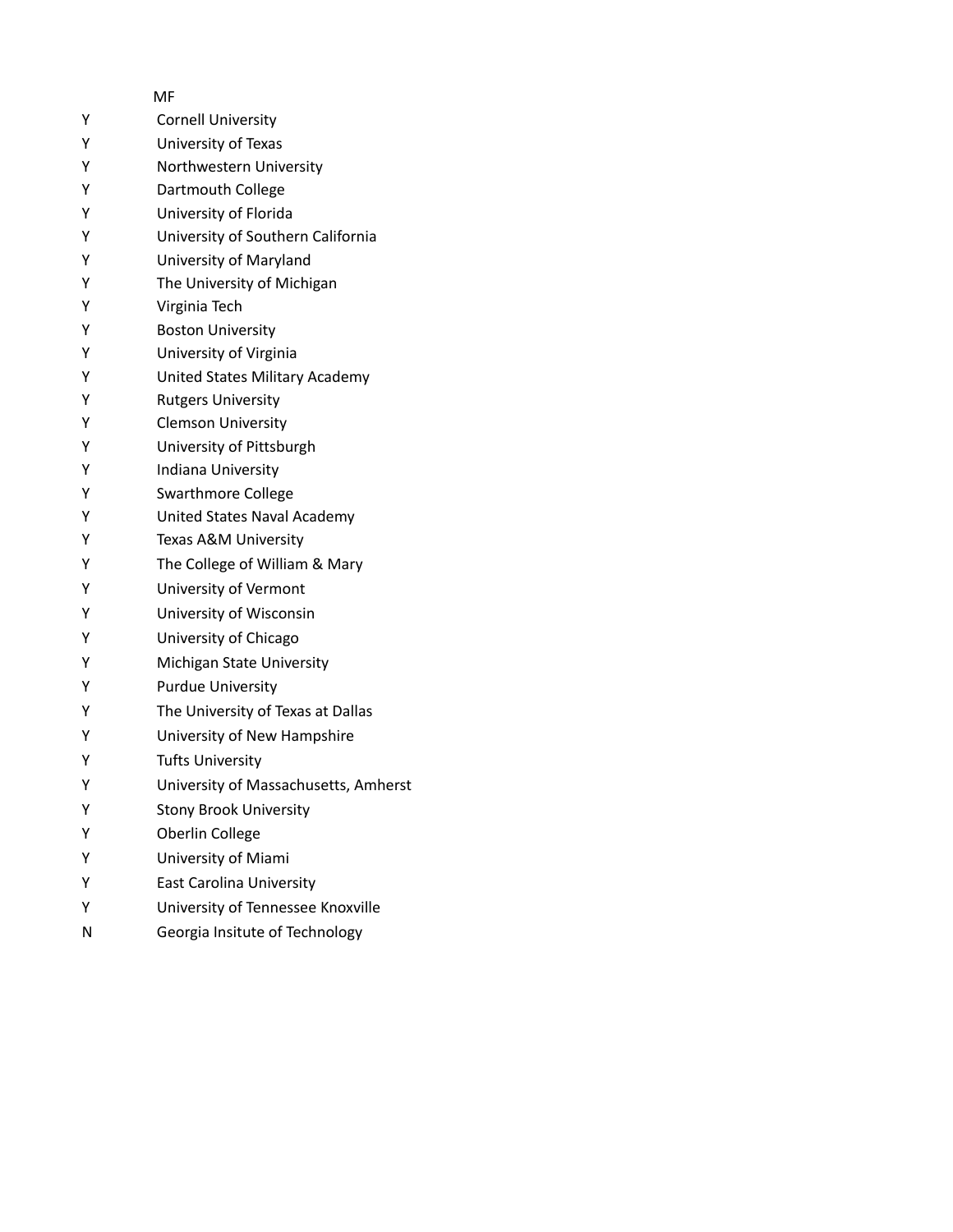|   | MF |
|---|---|
| Y | Cornell University |
| Y | University of Texas |
| Y | Northwestern University |
| Y | Dartmouth College |
| Y | University of Florida |
| Y | University of Southern California |
| Y | University of Maryland |
| Y | The University of Michigan |
| Y | Virginia Tech |
| Y | Boston University |
| Y | University of Virginia |
| Y | United States Military Academy |
| Y | Rutgers University |
| Y | Clemson University |
| Y | University of Pittsburgh |
| Y | Indiana University |
| Y | Swarthmore College |
| Y | United States Naval Academy |
| Y | Texas A&M University |
| Y | The College of William & Mary |
| Y | University of Vermont |
| Y | University of Wisconsin |
| Y | University of Chicago |
| Y | Michigan State University |
| Y | Purdue University |
| Y | The University of Texas at Dallas |
| Y | University of New Hampshire |
| Y | Tufts University |
| Y | University of Massachusetts, Amherst |
| Y | Stony Brook University |
| Y | Oberlin College |
| Y | University of Miami |
| Y | East Carolina University |
| Y | University of Tennessee Knoxville |
| N | Georgia Insitute of Technology |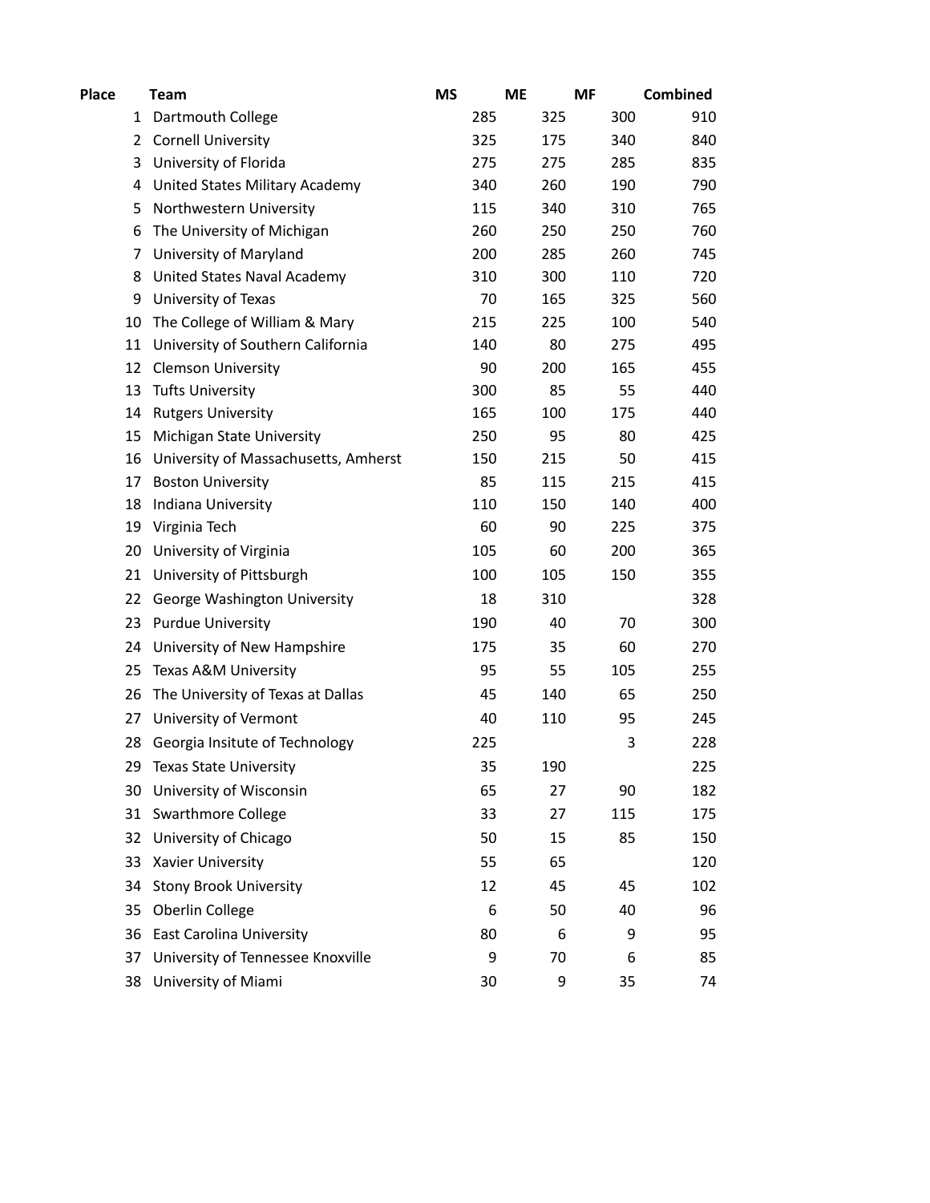| Place | Team | MS | ME | MF | Combined |
|---|---|---|---|---|---|
| 1 | Dartmouth College | 285 | 325 | 300 | 910 |
| 2 | Cornell University | 325 | 175 | 340 | 840 |
| 3 | University of Florida | 275 | 275 | 285 | 835 |
| 4 | United States Military Academy | 340 | 260 | 190 | 790 |
| 5 | Northwestern University | 115 | 340 | 310 | 765 |
| 6 | The University of Michigan | 260 | 250 | 250 | 760 |
| 7 | University of Maryland | 200 | 285 | 260 | 745 |
| 8 | United States Naval Academy | 310 | 300 | 110 | 720 |
| 9 | University of Texas | 70 | 165 | 325 | 560 |
| 10 | The College of William & Mary | 215 | 225 | 100 | 540 |
| 11 | University of Southern California | 140 | 80 | 275 | 495 |
| 12 | Clemson University | 90 | 200 | 165 | 455 |
| 13 | Tufts University | 300 | 85 | 55 | 440 |
| 14 | Rutgers University | 165 | 100 | 175 | 440 |
| 15 | Michigan State University | 250 | 95 | 80 | 425 |
| 16 | University of Massachusetts, Amherst | 150 | 215 | 50 | 415 |
| 17 | Boston University | 85 | 115 | 215 | 415 |
| 18 | Indiana University | 110 | 150 | 140 | 400 |
| 19 | Virginia Tech | 60 | 90 | 225 | 375 |
| 20 | University of Virginia | 105 | 60 | 200 | 365 |
| 21 | University of Pittsburgh | 100 | 105 | 150 | 355 |
| 22 | George Washington University | 18 | 310 | | 328 |
| 23 | Purdue University | 190 | 40 | 70 | 300 |
| 24 | University of New Hampshire | 175 | 35 | 60 | 270 |
| 25 | Texas A&M University | 95 | 55 | 105 | 255 |
| 26 | The University of Texas at Dallas | 45 | 140 | 65 | 250 |
| 27 | University of Vermont | 40 | 110 | 95 | 245 |
| 28 | Georgia Insitute of Technology | 225 | | 3 | 228 |
| 29 | Texas State University | 35 | 190 | | 225 |
| 30 | University of Wisconsin | 65 | 27 | 90 | 182 |
| 31 | Swarthmore College | 33 | 27 | 115 | 175 |
| 32 | University of Chicago | 50 | 15 | 85 | 150 |
| 33 | Xavier University | 55 | 65 | | 120 |
| 34 | Stony Brook University | 12 | 45 | 45 | 102 |
| 35 | Oberlin College | 6 | 50 | 40 | 96 |
| 36 | East Carolina University | 80 | 6 | 9 | 95 |
| 37 | University of Tennessee Knoxville | 9 | 70 | 6 | 85 |
| 38 | University of Miami | 30 | 9 | 35 | 74 |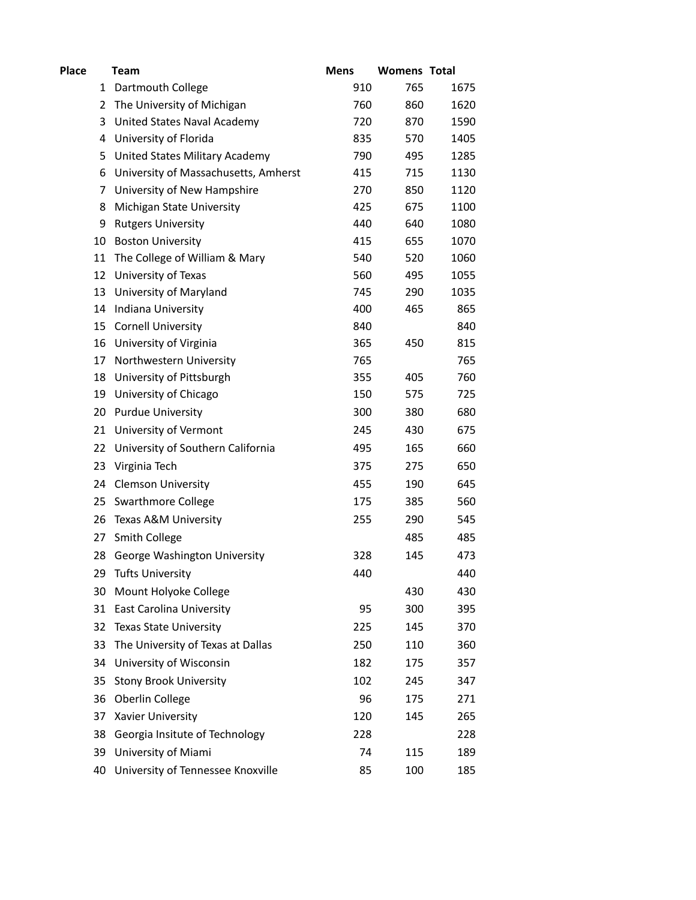| Place | Team | Mens | Womens | Total |
| --- | --- | --- | --- | --- |
| 1 | Dartmouth College | 910 | 765 | 1675 |
| 2 | The University of Michigan | 760 | 860 | 1620 |
| 3 | United States Naval Academy | 720 | 870 | 1590 |
| 4 | University of Florida | 835 | 570 | 1405 |
| 5 | United States Military Academy | 790 | 495 | 1285 |
| 6 | University of Massachusetts, Amherst | 415 | 715 | 1130 |
| 7 | University of New Hampshire | 270 | 850 | 1120 |
| 8 | Michigan State University | 425 | 675 | 1100 |
| 9 | Rutgers University | 440 | 640 | 1080 |
| 10 | Boston University | 415 | 655 | 1070 |
| 11 | The College of William & Mary | 540 | 520 | 1060 |
| 12 | University of Texas | 560 | 495 | 1055 |
| 13 | University of Maryland | 745 | 290 | 1035 |
| 14 | Indiana University | 400 | 465 | 865 |
| 15 | Cornell University | 840 | | 840 |
| 16 | University of Virginia | 365 | 450 | 815 |
| 17 | Northwestern University | 765 | | 765 |
| 18 | University of Pittsburgh | 355 | 405 | 760 |
| 19 | University of Chicago | 150 | 575 | 725 |
| 20 | Purdue University | 300 | 380 | 680 |
| 21 | University of Vermont | 245 | 430 | 675 |
| 22 | University of Southern California | 495 | 165 | 660 |
| 23 | Virginia Tech | 375 | 275 | 650 |
| 24 | Clemson University | 455 | 190 | 645 |
| 25 | Swarthmore College | 175 | 385 | 560 |
| 26 | Texas A&M University | 255 | 290 | 545 |
| 27 | Smith College | | 485 | 485 |
| 28 | George Washington University | 328 | 145 | 473 |
| 29 | Tufts University | 440 | | 440 |
| 30 | Mount Holyoke College | | 430 | 430 |
| 31 | East Carolina University | 95 | 300 | 395 |
| 32 | Texas State University | 225 | 145 | 370 |
| 33 | The University of Texas at Dallas | 250 | 110 | 360 |
| 34 | University of Wisconsin | 182 | 175 | 357 |
| 35 | Stony Brook University | 102 | 245 | 347 |
| 36 | Oberlin College | 96 | 175 | 271 |
| 37 | Xavier University | 120 | 145 | 265 |
| 38 | Georgia Insitute of Technology | 228 | | 228 |
| 39 | University of Miami | 74 | 115 | 189 |
| 40 | University of Tennessee Knoxville | 85 | 100 | 185 |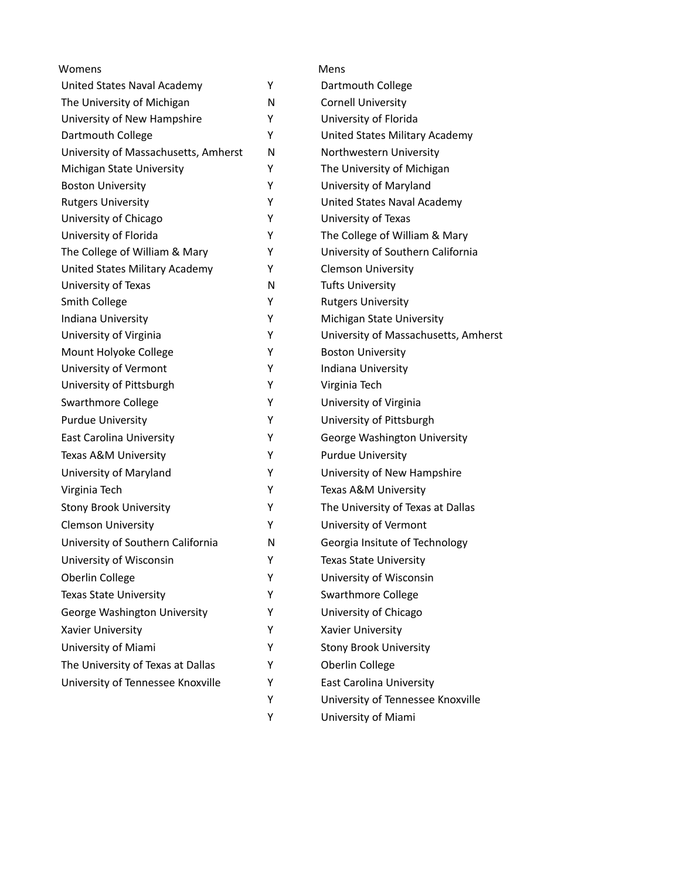| Womens | | Mens |
|---|---|---|
| United States Naval Academy | Y | Dartmouth College |
| The University of Michigan | N | Cornell University |
| University of New Hampshire | Y | University of Florida |
| Dartmouth College | Y | United States Military Academy |
| University of Massachusetts, Amherst | N | Northwestern University |
| Michigan State University | Y | The University of Michigan |
| Boston University | Y | University of Maryland |
| Rutgers University | Y | United States Naval Academy |
| University of Chicago | Y | University of Texas |
| University of Florida | Y | The College of William & Mary |
| The College of William & Mary | Y | University of Southern California |
| United States Military Academy | Y | Clemson University |
| University of Texas | N | Tufts University |
| Smith College | Y | Rutgers University |
| Indiana University | Y | Michigan State University |
| University of Virginia | Y | University of Massachusetts, Amherst |
| Mount Holyoke College | Y | Boston University |
| University of Vermont | Y | Indiana University |
| University of Pittsburgh | Y | Virginia Tech |
| Swarthmore College | Y | University of Virginia |
| Purdue University | Y | University of Pittsburgh |
| East Carolina University | Y | George Washington University |
| Texas A&M University | Y | Purdue University |
| University of Maryland | Y | University of New Hampshire |
| Virginia Tech | Y | Texas A&M University |
| Stony Brook University | Y | The University of Texas at Dallas |
| Clemson University | Y | University of Vermont |
| University of Southern California | N | Georgia Insitute of Technology |
| University of Wisconsin | Y | Texas State University |
| Oberlin College | Y | University of Wisconsin |
| Texas State University | Y | Swarthmore College |
| George Washington University | Y | University of Chicago |
| Xavier University | Y | Xavier University |
| University of Miami | Y | Stony Brook University |
| The University of Texas at Dallas | Y | Oberlin College |
| University of Tennessee Knoxville | Y | East Carolina University |
| | Y | University of Tennessee Knoxville |
| | Y | University of Miami |